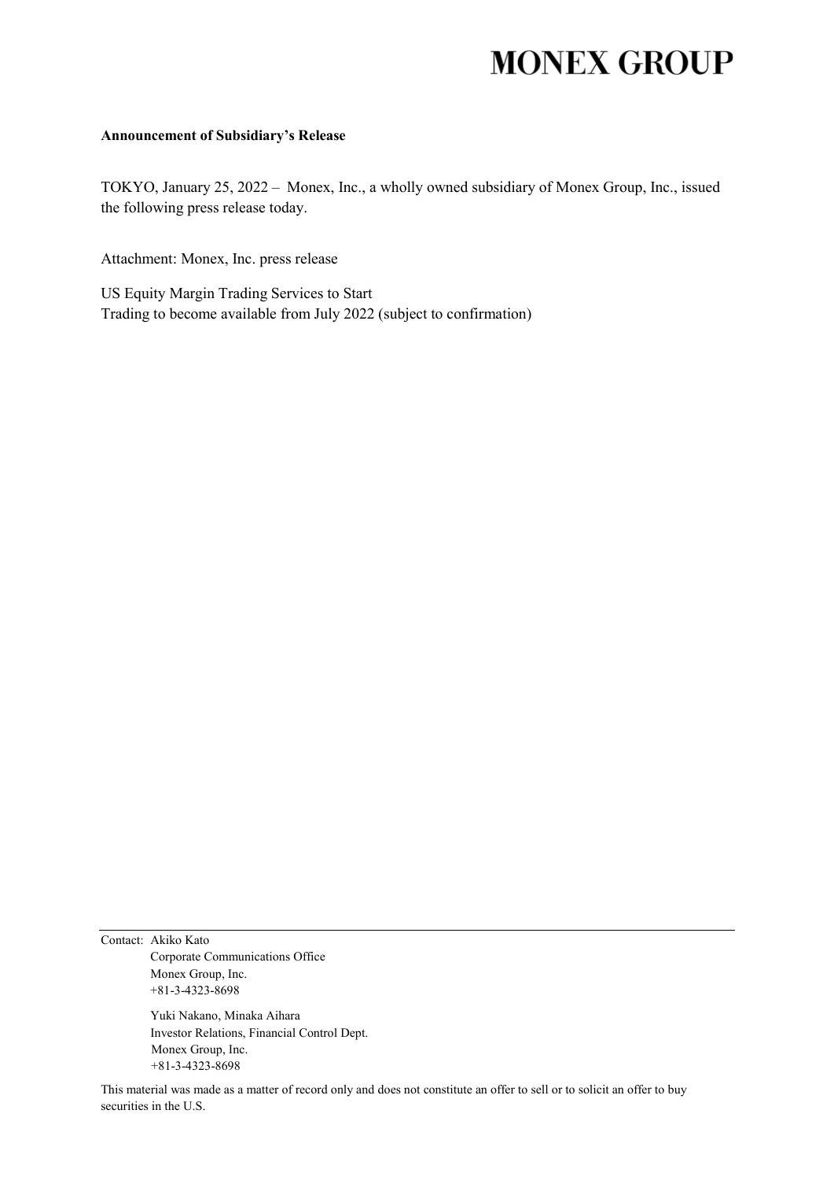# MONEX GROUP

**Announcement of Subsidiary's Release**

TOKYO, January 25, 2022 – Monex, Inc., a wholly owned subsidiary of Monex Group, Inc., issued the following press release today.

Attachment: Monex, Inc. press release

US Equity Margin Trading Services to Start
Trading to become available from July 2022 (subject to confirmation)

---

Contact: Akiko Kato
Corporate Communications Office
Monex Group, Inc.
+81-3-4323-8698

Yuki Nakano, Minaka Aihara
Investor Relations, Financial Control Dept.
Monex Group, Inc.
+81-3-4323-8698

This material was made as a matter of record only and does not constitute an offer to sell or to solicit an offer to buy securities in the U.S.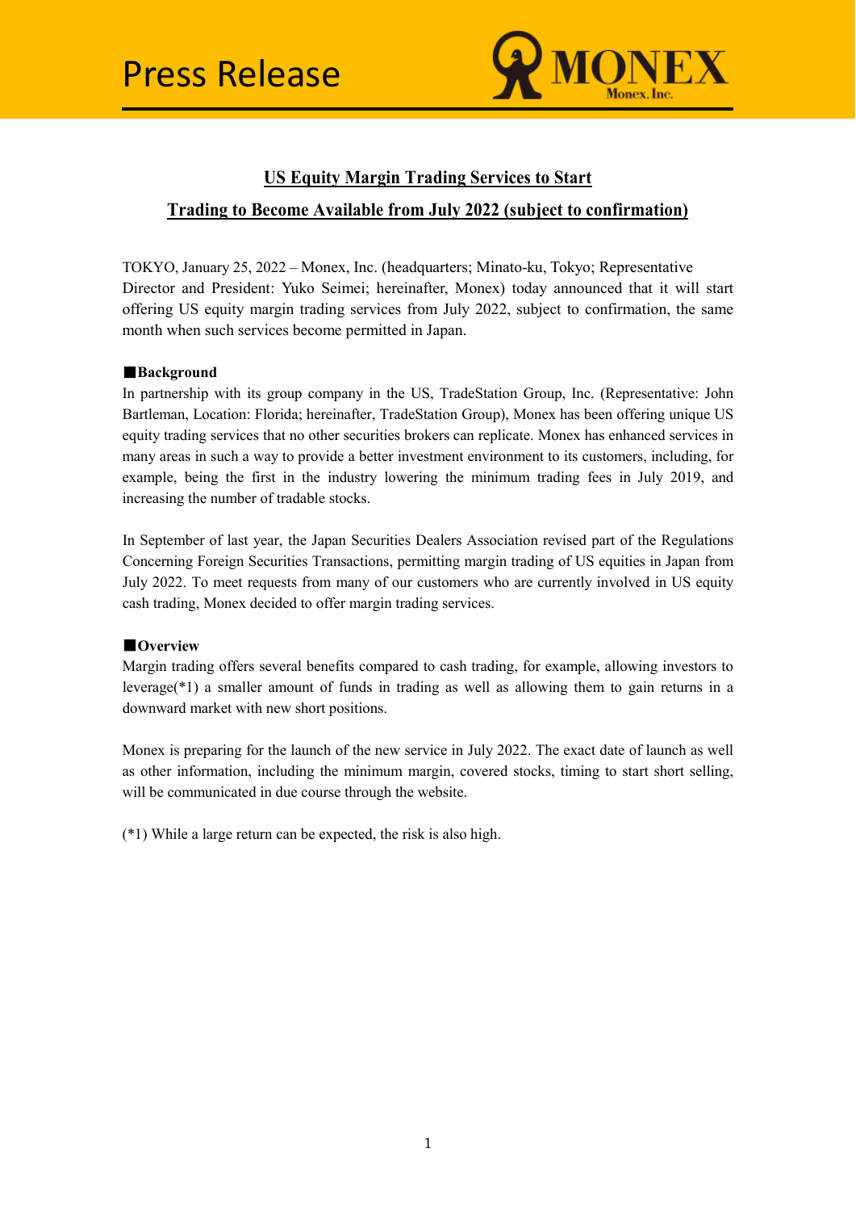# Press Release

## US Equity Margin Trading Services to Start

## Trading to Become Available from July 2022 (subject to confirmation)

TOKYO, January 25, 2022 – Monex, Inc. (headquarters; Minato-ku, Tokyo; Representative Director and President: Yuko Seimei; hereinafter, Monex) today announced that it will start offering US equity margin trading services from July 2022, subject to confirmation, the same month when such services become permitted in Japan.

**■Background**

In partnership with its group company in the US, TradeStation Group, Inc. (Representative: John Bartleman, Location: Florida; hereinafter, TradeStation Group), Monex has been offering unique US equity trading services that no other securities brokers can replicate. Monex has enhanced services in many areas in such a way to provide a better investment environment to its customers, including, for example, being the first in the industry lowering the minimum trading fees in July 2019, and increasing the number of tradable stocks.

In September of last year, the Japan Securities Dealers Association revised part of the Regulations Concerning Foreign Securities Transactions, permitting margin trading of US equities in Japan from July 2022. To meet requests from many of our customers who are currently involved in US equity cash trading, Monex decided to offer margin trading services.

**■Overview**

Margin trading offers several benefits compared to cash trading, for example, allowing investors to leverage(*1) a smaller amount of funds in trading as well as allowing them to gain returns in a downward market with new short positions.

Monex is preparing for the launch of the new service in July 2022. The exact date of launch as well as other information, including the minimum margin, covered stocks, timing to start short selling, will be communicated in due course through the website.

(*1) While a large return can be expected, the risk is also high.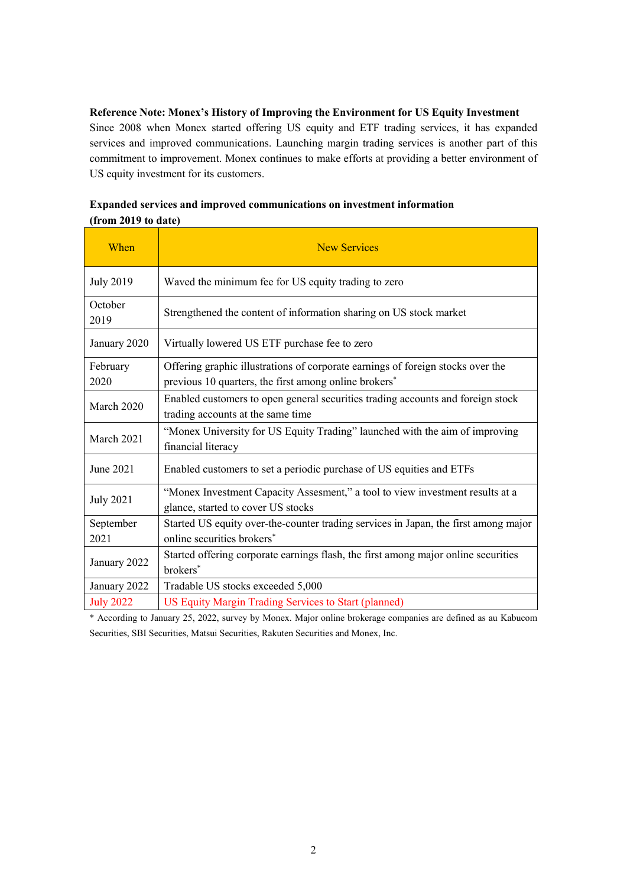**Reference Note: Monex's History of Improving the Environment for US Equity Investment**

Since 2008 when Monex started offering US equity and ETF trading services, it has expanded services and improved communications. Launching margin trading services is another part of this commitment to improvement. Monex continues to make efforts at providing a better environment of US equity investment for its customers.

**Expanded services and improved communications on investment information (from 2019 to date)**

| When | New Services |
|---|---|
| July 2019 | Waved the minimum fee for US equity trading to zero |
| October 2019 | Strengthened the content of information sharing on US stock market |
| January 2020 | Virtually lowered US ETF purchase fee to zero |
| February 2020 | Offering graphic illustrations of corporate earnings of foreign stocks over the previous 10 quarters, the first among online brokers* |
| March 2020 | Enabled customers to open general securities trading accounts and foreign stock trading accounts at the same time |
| March 2021 | "Monex University for US Equity Trading" launched with the aim of improving financial literacy |
| June 2021 | Enabled customers to set a periodic purchase of US equities and ETFs |
| July 2021 | "Monex Investment Capacity Assesment," a tool to view investment results at a glance, started to cover US stocks |
| September 2021 | Started US equity over-the-counter trading services in Japan, the first among major online securities brokers* |
| January 2022 | Started offering corporate earnings flash, the first among major online securities brokers* |
| January 2022 | Tradable US stocks exceeded 5,000 |
| July 2022 | US Equity Margin Trading Services to Start (planned) |

* According to January 25, 2022, survey by Monex. Major online brokerage companies are defined as au Kabucom Securities, SBI Securities, Matsui Securities, Rakuten Securities and Monex, Inc.